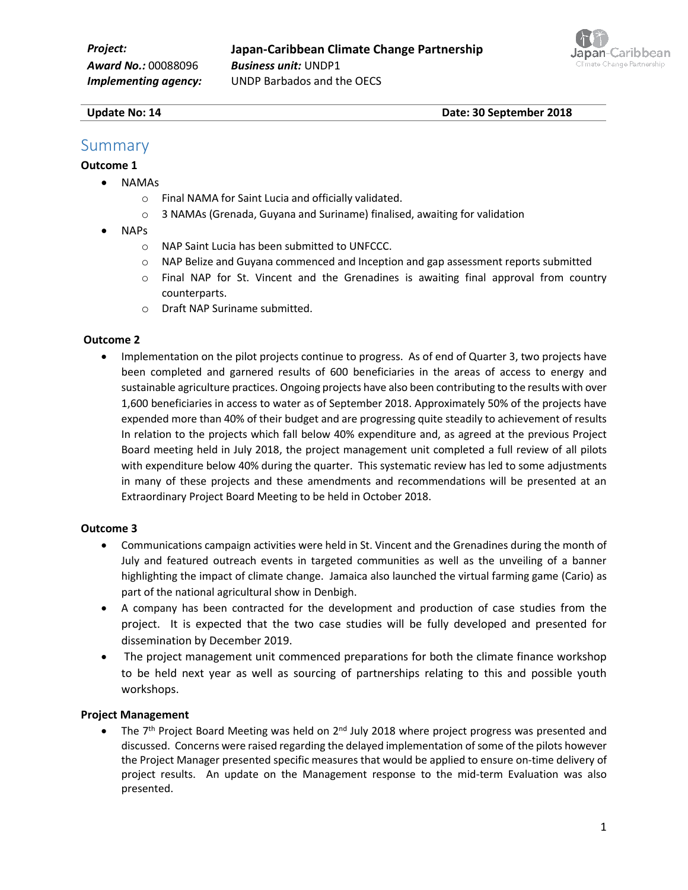**Project:** **Japan-Caribbean Climate Change Partnership**
**Award No.:** 00088096 **Business unit:** UNDP1
**Implementing agency:** UNDP Barbados and the OECS

**Update No: 14** **Date: 30 September 2018**

# Summary

**Outcome 1**

- NAMAs
  - Final NAMA for Saint Lucia and officially validated.
  - 3 NAMAs (Grenada, Guyana and Suriname) finalised, awaiting for validation
- NAPs
  - NAP Saint Lucia has been submitted to UNFCCC.
  - NAP Belize and Guyana commenced and Inception and gap assessment reports submitted
  - Final NAP for St. Vincent and the Grenadines is awaiting final approval from country counterparts.
  - Draft NAP Suriname submitted.

**Outcome 2**

- Implementation on the pilot projects continue to progress. As of end of Quarter 3, two projects have been completed and garnered results of 600 beneficiaries in the areas of access to energy and sustainable agriculture practices. Ongoing projects have also been contributing to the results with over 1,600 beneficiaries in access to water as of September 2018. Approximately 50% of the projects have expended more than 40% of their budget and are progressing quite steadily to achievement of results In relation to the projects which fall below 40% expenditure and, as agreed at the previous Project Board meeting held in July 2018, the project management unit completed a full review of all pilots with expenditure below 40% during the quarter. This systematic review has led to some adjustments in many of these projects and these amendments and recommendations will be presented at an Extraordinary Project Board Meeting to be held in October 2018.

**Outcome 3**

- Communications campaign activities were held in St. Vincent and the Grenadines during the month of July and featured outreach events in targeted communities as well as the unveiling of a banner highlighting the impact of climate change. Jamaica also launched the virtual farming game (Cario) as part of the national agricultural show in Denbigh.
- A company has been contracted for the development and production of case studies from the project. It is expected that the two case studies will be fully developed and presented for dissemination by December 2019.
- The project management unit commenced preparations for both the climate finance workshop to be held next year as well as sourcing of partnerships relating to this and possible youth workshops.

**Project Management**

- The 7th Project Board Meeting was held on 2nd July 2018 where project progress was presented and discussed. Concerns were raised regarding the delayed implementation of some of the pilots however the Project Manager presented specific measures that would be applied to ensure on-time delivery of project results. An update on the Management response to the mid-term Evaluation was also presented.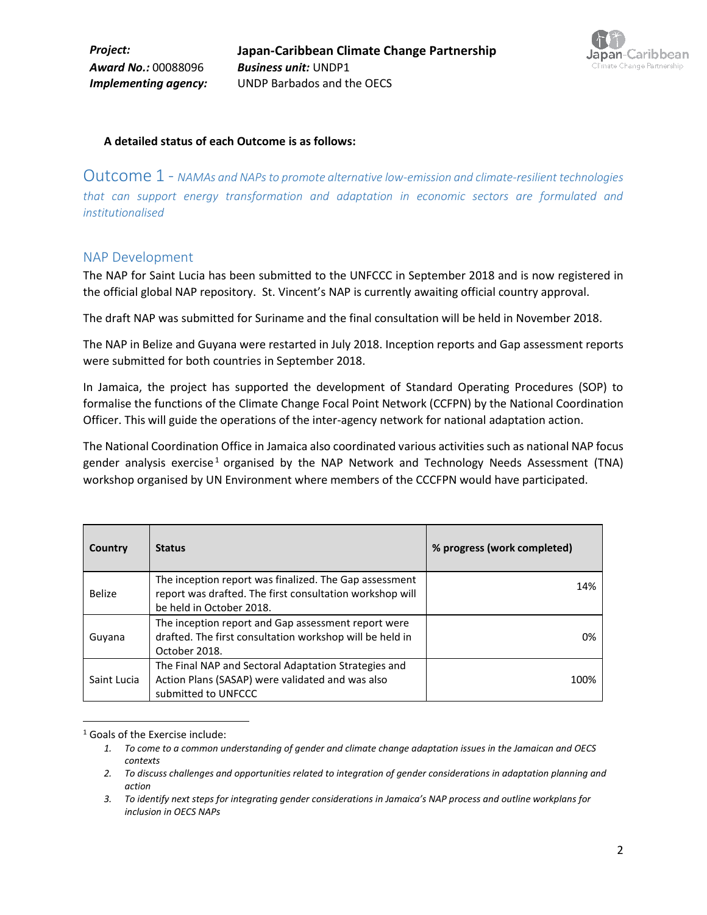**A detailed status of each Outcome is as follows:**

## Outcome 1 - *NAMAs and NAPs to promote alternative low-emission and climate-resilient technologies that can support energy transformation and adaptation in economic sectors are formulated and institutionalised*

### NAP Development

The NAP for Saint Lucia has been submitted to the UNFCCC in September 2018 and is now registered in the official global NAP repository. St. Vincent's NAP is currently awaiting official country approval.

The draft NAP was submitted for Suriname and the final consultation will be held in November 2018.

The NAP in Belize and Guyana were restarted in July 2018. Inception reports and Gap assessment reports were submitted for both countries in September 2018.

In Jamaica, the project has supported the development of Standard Operating Procedures (SOP) to formalise the functions of the Climate Change Focal Point Network (CCFPN) by the National Coordination Officer. This will guide the operations of the inter-agency network for national adaptation action.

The National Coordination Office in Jamaica also coordinated various activities such as national NAP focus gender analysis exercise[1] organised by the NAP Network and Technology Needs Assessment (TNA) workshop organised by UN Environment where members of the CCCFPN would have participated.

| Country | Status | % progress (work completed) |
|---|---|---|
| Belize | The inception report was finalized. The Gap assessment report was drafted. The first consultation workshop will be held in October 2018. | 14% |
| Guyana | The inception report and Gap assessment report were drafted. The first consultation workshop will be held in October 2018. | 0% |
| Saint Lucia | The Final NAP and Sectoral Adaptation Strategies and Action Plans (SASAP) were validated and was also submitted to UNFCCC | 100% |

[1] Goals of the Exercise include:

1. *To come to a common understanding of gender and climate change adaptation issues in the Jamaican and OECS contexts*
2. *To discuss challenges and opportunities related to integration of gender considerations in adaptation planning and action*
3. *To identify next steps for integrating gender considerations in Jamaica's NAP process and outline workplans for inclusion in OECS NAPs*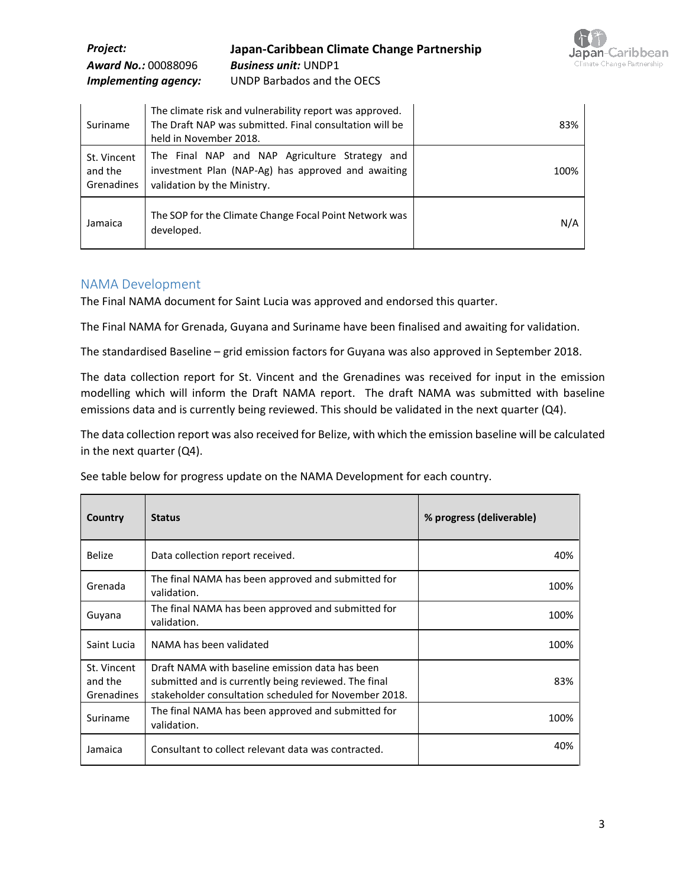| | | |
|---|---|---|
| Suriname | The climate risk and vulnerability report was approved. The Draft NAP was submitted. Final consultation will be held in November 2018. | 83% |
| St. Vincent and the Grenadines | The Final NAP and NAP Agriculture Strategy and investment Plan (NAP-Ag) has approved and awaiting validation by the Ministry. | 100% |
| Jamaica | The SOP for the Climate Change Focal Point Network was developed. | N/A |

## NAMA Development

The Final NAMA document for Saint Lucia was approved and endorsed this quarter.

The Final NAMA for Grenada, Guyana and Suriname have been finalised and awaiting for validation.

The standardised Baseline – grid emission factors for Guyana was also approved in September 2018.

The data collection report for St. Vincent and the Grenadines was received for input in the emission modelling which will inform the Draft NAMA report. The draft NAMA was submitted with baseline emissions data and is currently being reviewed. This should be validated in the next quarter (Q4).

The data collection report was also received for Belize, with which the emission baseline will be calculated in the next quarter (Q4).

See table below for progress update on the NAMA Development for each country.

| Country | Status | % progress (deliverable) |
|---|---|---|
| Belize | Data collection report received. | 40% |
| Grenada | The final NAMA has been approved and submitted for validation. | 100% |
| Guyana | The final NAMA has been approved and submitted for validation. | 100% |
| Saint Lucia | NAMA has been validated | 100% |
| St. Vincent and the Grenadines | Draft NAMA with baseline emission data has been submitted and is currently being reviewed. The final stakeholder consultation scheduled for November 2018. | 83% |
| Suriname | The final NAMA has been approved and submitted for validation. | 100% |
| Jamaica | Consultant to collect relevant data was contracted. | 40% |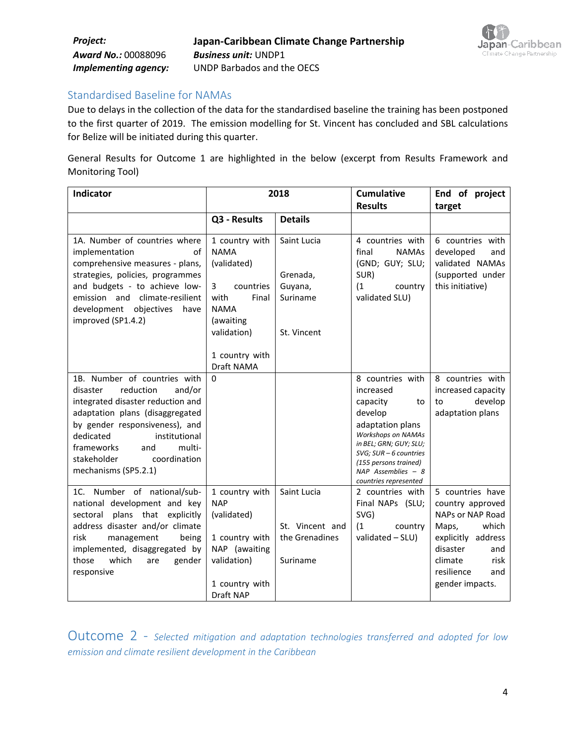## Standardised Baseline for NAMAs

Due to delays in the collection of the data for the standardised baseline the training has been postponed to the first quarter of 2019. The emission modelling for St. Vincent has concluded and SBL calculations for Belize will be initiated during this quarter.

General Results for Outcome 1 are highlighted in the below (excerpt from Results Framework and Monitoring Tool)

| Indicator | 2018 | | Cumulative Results | End of project target |
|---|---|---|---|---|
| | Q3 - Results | Details | | |
| 1A. Number of countries where implementation of comprehensive measures - plans, strategies, policies, programmes and budgets - to achieve low-emission and climate-resilient development objectives have improved (SP1.4.2) | 1 country with NAMA (validated)<br><br>3 countries with Final NAMA (awaiting validation)<br><br>1 country with Draft NAMA | Saint Lucia<br><br>Grenada, Guyana, Suriname<br><br>St. Vincent | 4 countries with final NAMAs (GND; GUY; SLU; SUR)<br>(1 country validated SLU) | 6 countries with developed and validated NAMAs (supported under this initiative) |
| 1B. Number of countries with disaster reduction and/or integrated disaster reduction and adaptation plans (disaggregated by gender responsiveness), and dedicated institutional frameworks and multi-stakeholder coordination mechanisms (SP5.2.1) | 0 | | 8 countries with increased capacity to develop adaptation plans<br>*Workshops on NAMAs in BEL; GRN; GUY; SLU; SVG; SUR – 6 countries (155 persons trained)*<br>*NAP Assemblies – 8 countries represented* | 8 countries with increased capacity to develop adaptation plans |
| 1C. Number of national/sub-national development and key sectoral plans that explicitly address disaster and/or climate risk management being implemented, disaggregated by those which are gender responsive | 1 country with NAP (validated)<br><br>1 country with NAP (awaiting validation)<br><br>1 country with Draft NAP | Saint Lucia<br><br>St. Vincent and the Grenadines<br><br>Suriname | 2 countries with Final NAPs (SLU; SVG)<br>(1 country validated – SLU) | 5 countries have country approved NAPs or NAP Road Maps, which explicitly address disaster and climate risk resilience and gender impacts. |

# Outcome 2 - *Selected mitigation and adaptation technologies transferred and adopted for low emission and climate resilient development in the Caribbean*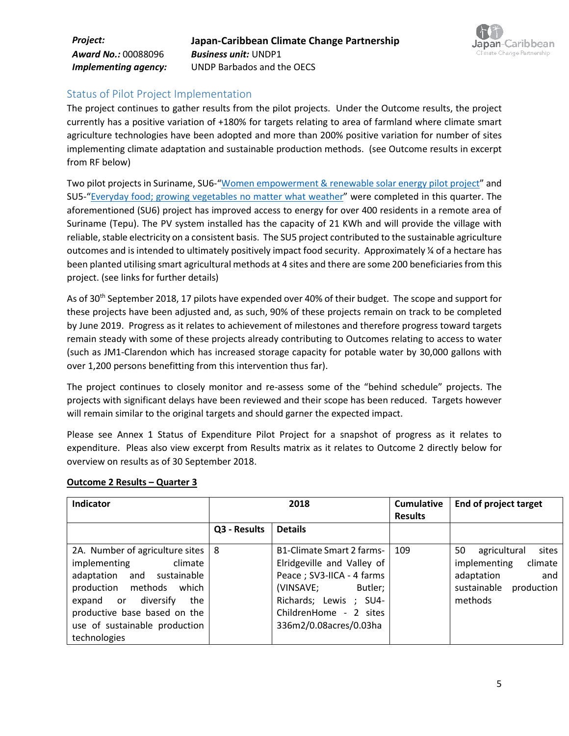*Project:* **Japan-Caribbean Climate Change Partnership**
*Award No.:* 00088096 ***Business unit:*** UNDP1
***Implementing agency:*** UNDP Barbados and the OECS

## Status of Pilot Project Implementation

The project continues to gather results from the pilot projects. Under the Outcome results, the project currently has a positive variation of +180% for targets relating to area of farmland where climate smart agriculture technologies have been adopted and more than 200% positive variation for number of sites implementing climate adaptation and sustainable production methods. (see Outcome results in excerpt from RF below)

Two pilot projects in Suriname, SU6-"Women empowerment & renewable solar energy pilot project" and SU5-"Everyday food; growing vegetables no matter what weather" were completed in this quarter. The aforementioned (SU6) project has improved access to energy for over 400 residents in a remote area of Suriname (Tepu). The PV system installed has the capacity of 21 KWh and will provide the village with reliable, stable electricity on a consistent basis. The SU5 project contributed to the sustainable agriculture outcomes and is intended to ultimately positively impact food security. Approximately ¼ of a hectare has been planted utilising smart agricultural methods at 4 sites and there are some 200 beneficiaries from this project. (see links for further details)

As of 30th September 2018, 17 pilots have expended over 40% of their budget. The scope and support for these projects have been adjusted and, as such, 90% of these projects remain on track to be completed by June 2019. Progress as it relates to achievement of milestones and therefore progress toward targets remain steady with some of these projects already contributing to Outcomes relating to access to water (such as JM1-Clarendon which has increased storage capacity for potable water by 30,000 gallons with over 1,200 persons benefitting from this intervention thus far).

The project continues to closely monitor and re-assess some of the "behind schedule" projects. The projects with significant delays have been reviewed and their scope has been reduced. Targets however will remain similar to the original targets and should garner the expected impact.

Please see Annex 1 Status of Expenditure Pilot Project for a snapshot of progress as it relates to expenditure. Pleas also view excerpt from Results matrix as it relates to Outcome 2 directly below for overview on results as of 30 September 2018.

**Outcome 2 Results – Quarter 3**

| Indicator | 2018 | | Cumulative Results | End of project target |
|---|---|---|---|---|
| | Q3 - Results | Details | | |
| 2A. Number of agriculture sites implementing climate adaptation and sustainable production methods which expand or diversify the productive base based on the use of sustainable production technologies | 8 | B1-Climate Smart 2 farms-Elridgeville and Valley of Peace ; SV3-IICA - 4 farms (VINSAVE; Butler; Richards; Lewis ; SU4-ChildrenHome - 2 sites 336m2/0.08acres/0.03ha | 109 | 50 agricultural sites implementing climate adaptation and sustainable production methods |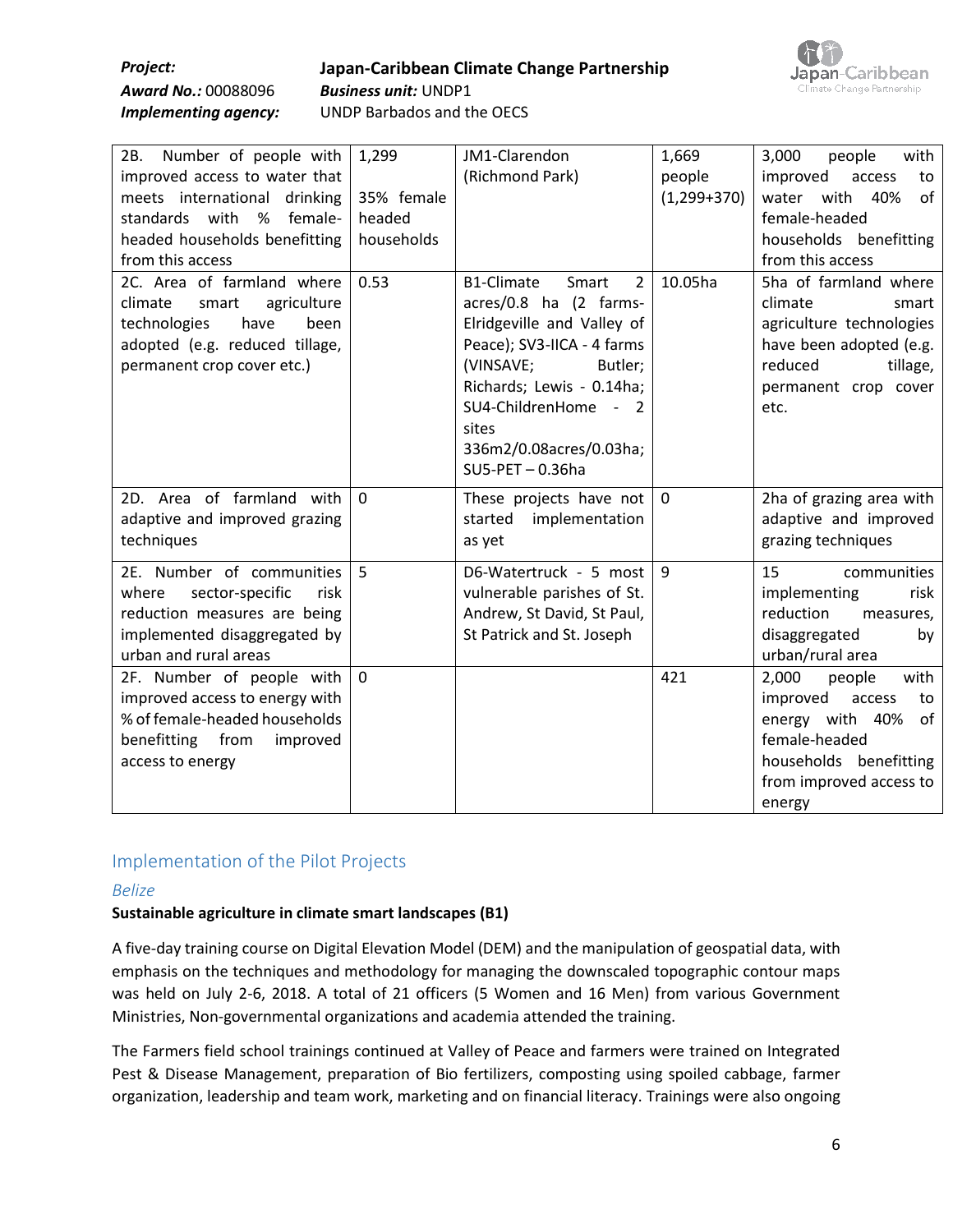| 2B. Number of people with improved access to water that meets international drinking standards with % female-headed households benefitting from this access | 1,299<br><br>35% female headed households | JM1-Clarendon (Richmond Park) | 1,669 people (1,299+370) | 3,000 people with improved access to water with 40% of female-headed households benefitting from this access |
|---|---|---|---|---|
| 2C. Area of farmland where climate smart agriculture technologies have been adopted (e.g. reduced tillage, permanent crop cover etc.) | 0.53 | B1-Climate Smart 2 acres/0.8 ha (2 farms-Elridgeville and Valley of Peace); SV3-IICA - 4 farms (VINSAVE; Butler; Richards; Lewis - 0.14ha; SU4-ChildrenHome - 2 sites 336m2/0.08acres/0.03ha; SU5-PET – 0.36ha | 10.05ha | 5ha of farmland where climate smart agriculture technologies have been adopted (e.g. reduced tillage, permanent crop cover etc. |
| 2D. Area of farmland with adaptive and improved grazing techniques | 0 | These projects have not started implementation as yet | 0 | 2ha of grazing area with adaptive and improved grazing techniques |
| 2E. Number of communities where sector-specific risk reduction measures are being implemented disaggregated by urban and rural areas | 5 | D6-Watertruck - 5 most vulnerable parishes of St. Andrew, St David, St Paul, St Patrick and St. Joseph | 9 | 15 communities implementing risk reduction measures, disaggregated by urban/rural area |
| 2F. Number of people with improved access to energy with % of female-headed households benefitting from improved access to energy | 0 | | 421 | 2,000 people with improved access to energy with 40% of female-headed households benefitting from improved access to energy |

## Implementation of the Pilot Projects

### *Belize*

**Sustainable agriculture in climate smart landscapes (B1)**

A five-day training course on Digital Elevation Model (DEM) and the manipulation of geospatial data, with emphasis on the techniques and methodology for managing the downscaled topographic contour maps was held on July 2-6, 2018. A total of 21 officers (5 Women and 16 Men) from various Government Ministries, Non-governmental organizations and academia attended the training.

The Farmers field school trainings continued at Valley of Peace and farmers were trained on Integrated Pest & Disease Management, preparation of Bio fertilizers, composting using spoiled cabbage, farmer organization, leadership and team work, marketing and on financial literacy. Trainings were also ongoing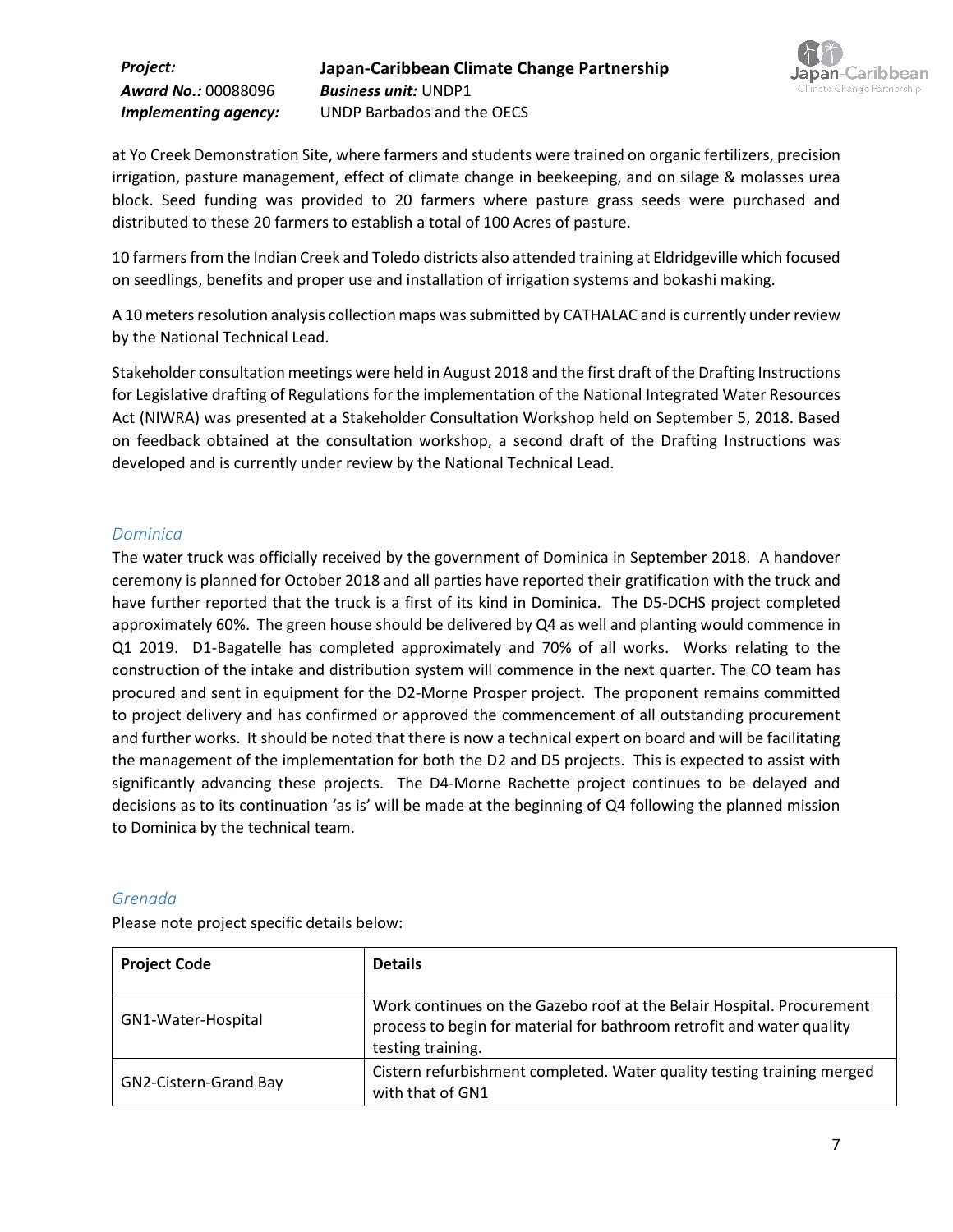at Yo Creek Demonstration Site, where farmers and students were trained on organic fertilizers, precision irrigation, pasture management, effect of climate change in beekeeping, and on silage & molasses urea block. Seed funding was provided to 20 farmers where pasture grass seeds were purchased and distributed to these 20 farmers to establish a total of 100 Acres of pasture.

10 farmers from the Indian Creek and Toledo districts also attended training at Eldridgeville which focused on seedlings, benefits and proper use and installation of irrigation systems and bokashi making.

A 10 meters resolution analysis collection maps was submitted by CATHALAC and is currently under review by the National Technical Lead.

Stakeholder consultation meetings were held in August 2018 and the first draft of the Drafting Instructions for Legislative drafting of Regulations for the implementation of the National Integrated Water Resources Act (NIWRA) was presented at a Stakeholder Consultation Workshop held on September 5, 2018. Based on feedback obtained at the consultation workshop, a second draft of the Drafting Instructions was developed and is currently under review by the National Technical Lead.

### *Dominica*

The water truck was officially received by the government of Dominica in September 2018. A handover ceremony is planned for October 2018 and all parties have reported their gratification with the truck and have further reported that the truck is a first of its kind in Dominica. The D5-DCHS project completed approximately 60%. The green house should be delivered by Q4 as well and planting would commence in Q1 2019. D1-Bagatelle has completed approximately and 70% of all works. Works relating to the construction of the intake and distribution system will commence in the next quarter. The CO team has procured and sent in equipment for the D2-Morne Prosper project. The proponent remains committed to project delivery and has confirmed or approved the commencement of all outstanding procurement and further works. It should be noted that there is now a technical expert on board and will be facilitating the management of the implementation for both the D2 and D5 projects. This is expected to assist with significantly advancing these projects. The D4-Morne Rachette project continues to be delayed and decisions as to its continuation 'as is' will be made at the beginning of Q4 following the planned mission to Dominica by the technical team.

### *Grenada*

Please note project specific details below:

| **Project Code** | **Details** |
|---|---|
| GN1-Water-Hospital | Work continues on the Gazebo roof at the Belair Hospital. Procurement process to begin for material for bathroom retrofit and water quality testing training. |
| GN2-Cistern-Grand Bay | Cistern refurbishment completed. Water quality testing training merged with that of GN1 |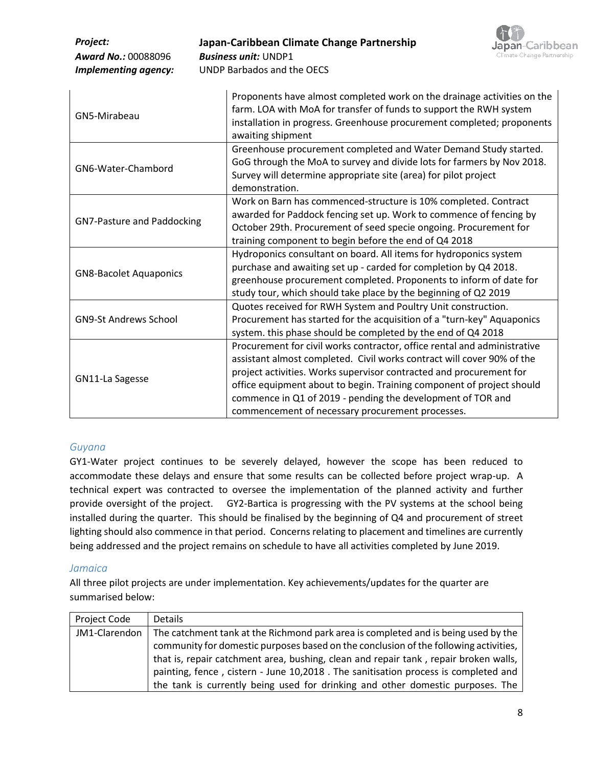| | |
|---|---|
| GN5-Mirabeau | Proponents have almost completed work on the drainage activities on the farm. LOA with MoA for transfer of funds to support the RWH system installation in progress. Greenhouse procurement completed; proponents awaiting shipment |
| GN6-Water-Chambord | Greenhouse procurement completed and Water Demand Study started. GoG through the MoA to survey and divide lots for farmers by Nov 2018. Survey will determine appropriate site (area) for pilot project demonstration. |
| GN7-Pasture and Paddocking | Work on Barn has commenced-structure is 10% completed. Contract awarded for Paddock fencing set up. Work to commence of fencing by October 29th. Procurement of seed specie ongoing. Procurement for training component to begin before the end of Q4 2018 |
| GN8-Bacolet Aquaponics | Hydroponics consultant on board. All items for hydroponics system purchase and awaiting set up - carded for completion by Q4 2018. greenhouse procurement completed. Proponents to inform of date for study tour, which should take place by the beginning of Q2 2019 |
| GN9-St Andrews School | Quotes received for RWH System and Poultry Unit construction. Procurement has started for the acquisition of a "turn-key" Aquaponics system. this phase should be completed by the end of Q4 2018 |
| GN11-La Sagesse | Procurement for civil works contractor, office rental and administrative assistant almost completed. Civil works contract will cover 90% of the project activities. Works supervisor contracted and procurement for office equipment about to begin. Training component of project should commence in Q1 of 2019 - pending the development of TOR and commencement of necessary procurement processes. |

### *Guyana*

GY1-Water project continues to be severely delayed, however the scope has been reduced to accommodate these delays and ensure that some results can be collected before project wrap-up. A technical expert was contracted to oversee the implementation of the planned activity and further provide oversight of the project. GY2-Bartica is progressing with the PV systems at the school being installed during the quarter. This should be finalised by the beginning of Q4 and procurement of street lighting should also commence in that period. Concerns relating to placement and timelines are currently being addressed and the project remains on schedule to have all activities completed by June 2019.

### *Jamaica*

All three pilot projects are under implementation. Key achievements/updates for the quarter are summarised below:

| Project Code | Details |
|---|---|
| JM1-Clarendon | The catchment tank at the Richmond park area is completed and is being used by the community for domestic purposes based on the conclusion of the following activities, that is, repair catchment area, bushing, clean and repair tank , repair broken walls, painting, fence , cistern - June 10,2018 . The sanitisation process is completed and the tank is currently being used for drinking and other domestic purposes. The |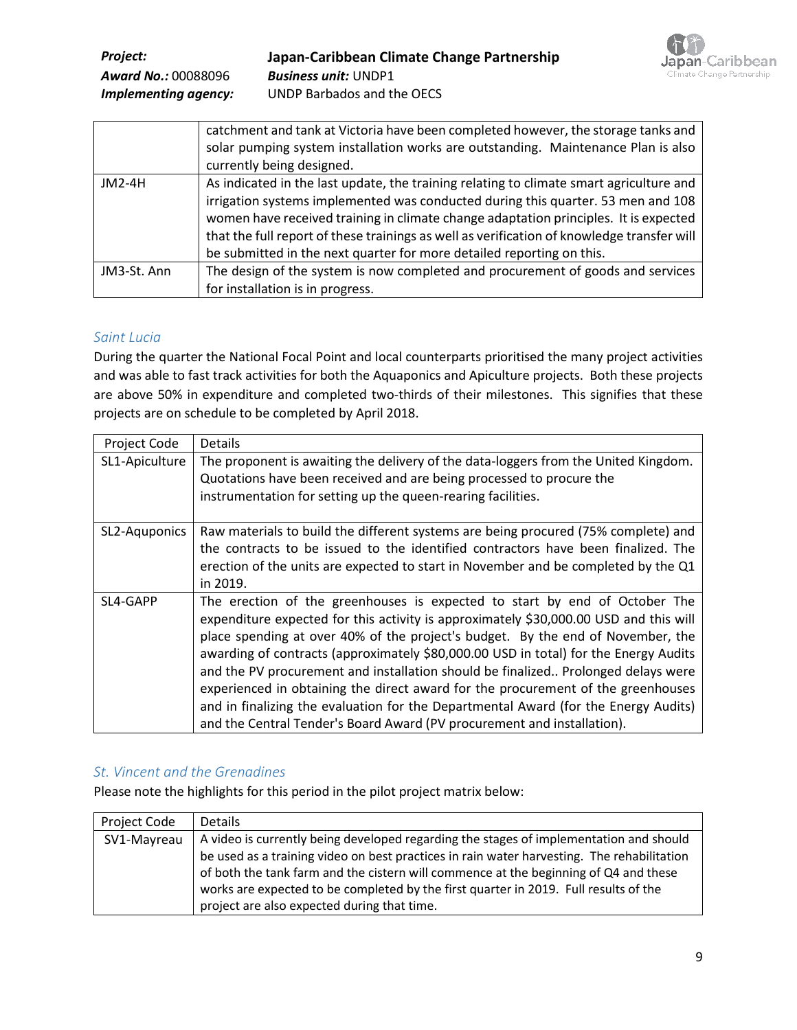| | |
|---|---|
| | catchment and tank at Victoria have been completed however, the storage tanks and solar pumping system installation works are outstanding. Maintenance Plan is also currently being designed. |
| JM2-4H | As indicated in the last update, the training relating to climate smart agriculture and irrigation systems implemented was conducted during this quarter. 53 men and 108 women have received training in climate change adaptation principles. It is expected that the full report of these trainings as well as verification of knowledge transfer will be submitted in the next quarter for more detailed reporting on this. |
| JM3-St. Ann | The design of the system is now completed and procurement of goods and services for installation is in progress. |

### *Saint Lucia*

During the quarter the National Focal Point and local counterparts prioritised the many project activities and was able to fast track activities for both the Aquaponics and Apiculture projects. Both these projects are above 50% in expenditure and completed two-thirds of their milestones. This signifies that these projects are on schedule to be completed by April 2018.

| Project Code | Details |
|---|---|
| SL1-Apiculture | The proponent is awaiting the delivery of the data-loggers from the United Kingdom. Quotations have been received and are being processed to procure the instrumentation for setting up the queen-rearing facilities. |
| SL2-Aquponics | Raw materials to build the different systems are being procured (75% complete) and the contracts to be issued to the identified contractors have been finalized. The erection of the units are expected to start in November and be completed by the Q1 in 2019. |
| SL4-GAPP | The erection of the greenhouses is expected to start by end of October The expenditure expected for this activity is approximately $30,000.00 USD and this will place spending at over 40% of the project's budget. By the end of November, the awarding of contracts (approximately $80,000.00 USD in total) for the Energy Audits and the PV procurement and installation should be finalized.. Prolonged delays were experienced in obtaining the direct award for the procurement of the greenhouses and in finalizing the evaluation for the Departmental Award (for the Energy Audits) and the Central Tender's Board Award (PV procurement and installation). |

### *St. Vincent and the Grenadines*

Please note the highlights for this period in the pilot project matrix below:

| Project Code | Details |
|---|---|
| SV1-Mayreau | A video is currently being developed regarding the stages of implementation and should be used as a training video on best practices in rain water harvesting. The rehabilitation of both the tank farm and the cistern will commence at the beginning of Q4 and these works are expected to be completed by the first quarter in 2019. Full results of the project are also expected during that time. |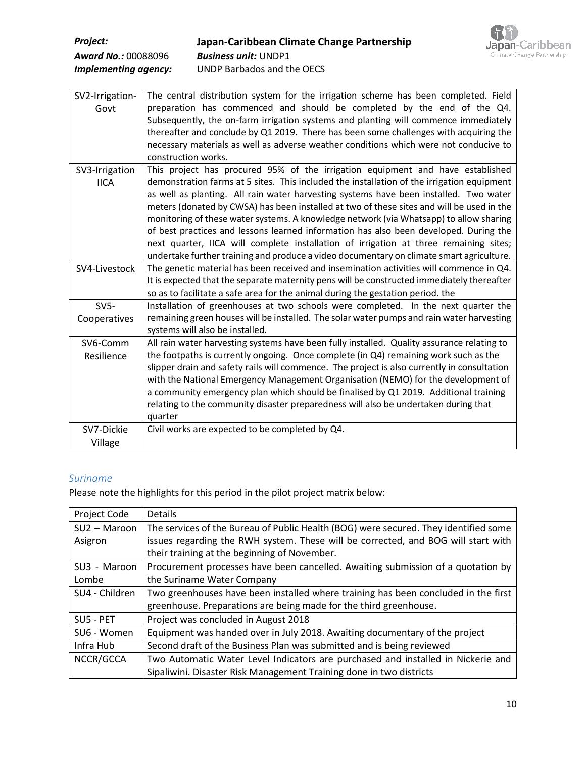| | |
|---|---|
| SV2-Irrigation-Govt | The central distribution system for the irrigation scheme has been completed. Field preparation has commenced and should be completed by the end of the Q4. Subsequently, the on-farm irrigation systems and planting will commence immediately thereafter and conclude by Q1 2019. There has been some challenges with acquiring the necessary materials as well as adverse weather conditions which were not conducive to construction works. |
| SV3-Irrigation IICA | This project has procured 95% of the irrigation equipment and have established demonstration farms at 5 sites. This included the installation of the irrigation equipment as well as planting. All rain water harvesting systems have been installed. Two water meters (donated by CWSA) has been installed at two of these sites and will be used in the monitoring of these water systems. A knowledge network (via Whatsapp) to allow sharing of best practices and lessons learned information has also been developed. During the next quarter, IICA will complete installation of irrigation at three remaining sites; undertake further training and produce a video documentary on climate smart agriculture. |
| SV4-Livestock | The genetic material has been received and insemination activities will commence in Q4. It is expected that the separate maternity pens will be constructed immediately thereafter so as to facilitate a safe area for the animal during the gestation period. the |
| SV5-Cooperatives | Installation of greenhouses at two schools were completed. In the next quarter the remaining green houses will be installed. The solar water pumps and rain water harvesting systems will also be installed. |
| SV6-Comm Resilience | All rain water harvesting systems have been fully installed. Quality assurance relating to the footpaths is currently ongoing. Once complete (in Q4) remaining work such as the slipper drain and safety rails will commence. The project is also currently in consultation with the National Emergency Management Organisation (NEMO) for the development of a community emergency plan which should be finalised by Q1 2019. Additional training relating to the community disaster preparedness will also be undertaken during that quarter |
| SV7-Dickie Village | Civil works are expected to be completed by Q4. |

### *Suriname*

Please note the highlights for this period in the pilot project matrix below:

| Project Code | Details |
|---|---|
| SU2 – Maroon Asigron | The services of the Bureau of Public Health (BOG) were secured. They identified some issues regarding the RWH system. These will be corrected, and BOG will start with their training at the beginning of November. |
| SU3 - Maroon Lombe | Procurement processes have been cancelled. Awaiting submission of a quotation by the Suriname Water Company |
| SU4 - Children | Two greenhouses have been installed where training has been concluded in the first greenhouse. Preparations are being made for the third greenhouse. |
| SU5 - PET | Project was concluded in August 2018 |
| SU6 - Women | Equipment was handed over in July 2018. Awaiting documentary of the project |
| Infra Hub | Second draft of the Business Plan was submitted and is being reviewed |
| NCCR/GCCA | Two Automatic Water Level Indicators are purchased and installed in Nickerie and Sipaliwini. Disaster Risk Management Training done in two districts |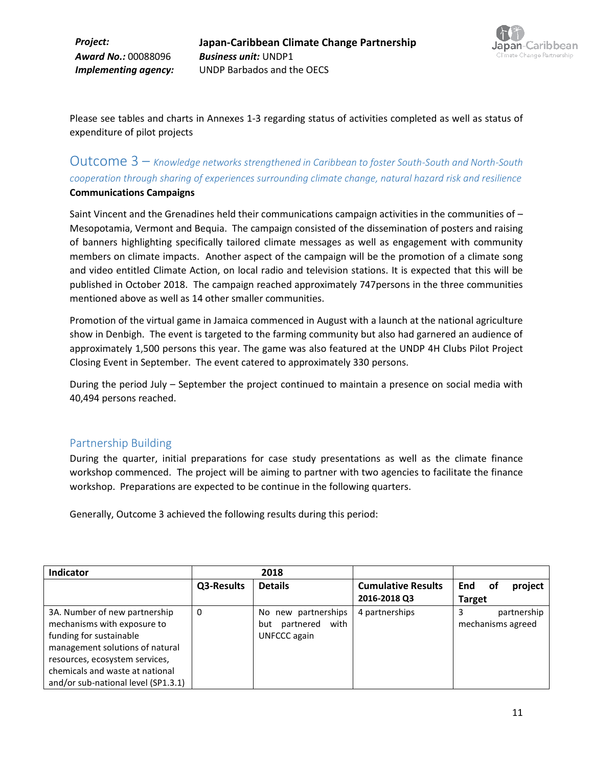Please see tables and charts in Annexes 1-3 regarding status of activities completed as well as status of expenditure of pilot projects

## Outcome 3 – *Knowledge networks strengthened in Caribbean to foster South-South and North-South cooperation through sharing of experiences surrounding climate change, natural hazard risk and resilience*

**Communications Campaigns**

Saint Vincent and the Grenadines held their communications campaign activities in the communities of – Mesopotamia, Vermont and Bequia. The campaign consisted of the dissemination of posters and raising of banners highlighting specifically tailored climate messages as well as engagement with community members on climate impacts. Another aspect of the campaign will be the promotion of a climate song and video entitled Climate Action, on local radio and television stations. It is expected that this will be published in October 2018. The campaign reached approximately 747persons in the three communities mentioned above as well as 14 other smaller communities.

Promotion of the virtual game in Jamaica commenced in August with a launch at the national agriculture show in Denbigh. The event is targeted to the farming community but also had garnered an audience of approximately 1,500 persons this year. The game was also featured at the UNDP 4H Clubs Pilot Project Closing Event in September. The event catered to approximately 330 persons.

During the period July – September the project continued to maintain a presence on social media with 40,494 persons reached.

### Partnership Building

During the quarter, initial preparations for case study presentations as well as the climate finance workshop commenced. The project will be aiming to partner with two agencies to facilitate the finance workshop. Preparations are expected to be continue in the following quarters.

Generally, Outcome 3 achieved the following results during this period:

| **Indicator** | **2018** | | | |
|---|---|---|---|---|
| | **Q3-Results** | **Details** | **Cumulative Results 2016-2018 Q3** | **End of project Target** |
| 3A. Number of new partnership mechanisms with exposure to funding for sustainable management solutions of natural resources, ecosystem services, chemicals and waste at national and/or sub-national level (SP1.3.1) | 0 | No new partnerships but partnered with UNFCCC again | 4 partnerships | 3 partnership mechanisms agreed |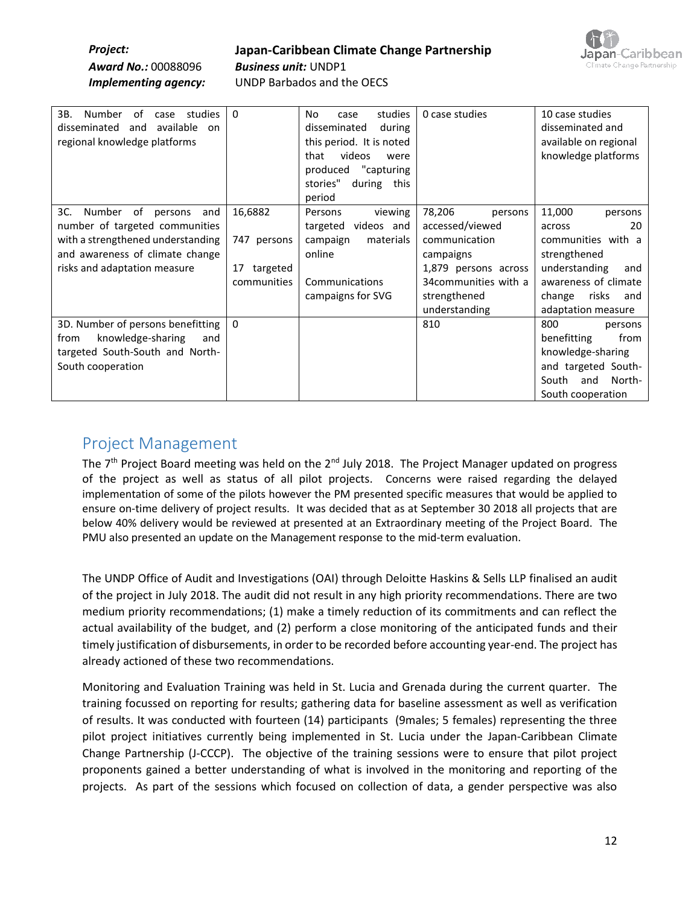| 3B. Number of case studies disseminated and available on regional knowledge platforms | 0 | No case studies disseminated during this period. It is noted that videos were produced "capturing stories" during this period | 0 case studies | 10 case studies disseminated and available on regional knowledge platforms |
|---|---|---|---|---|
| 3C. Number of persons and number of targeted communities with a strengthened understanding and awareness of climate change risks and adaptation measure | 16,6882<br><br>747 persons<br><br>17 targeted communities | Persons viewing targeted videos and campaign materials online<br><br>Communications campaigns for SVG | 78,206 persons accessed/viewed communication campaigns<br>1,879 persons across 34communities with a strengthened understanding | 11,000 persons across 20 communities with a strengthened understanding and awareness of climate change risks and adaptation measure |
| 3D. Number of persons benefitting from knowledge-sharing and targeted South-South and North-South cooperation | 0 | | 810 | 800 persons benefitting from knowledge-sharing and targeted South-South and North-South cooperation |

## Project Management

The 7th Project Board meeting was held on the 2nd July 2018. The Project Manager updated on progress of the project as well as status of all pilot projects. Concerns were raised regarding the delayed implementation of some of the pilots however the PM presented specific measures that would be applied to ensure on-time delivery of project results. It was decided that as at September 30 2018 all projects that are below 40% delivery would be reviewed at presented at an Extraordinary meeting of the Project Board. The PMU also presented an update on the Management response to the mid-term evaluation.

The UNDP Office of Audit and Investigations (OAI) through Deloitte Haskins & Sells LLP finalised an audit of the project in July 2018. The audit did not result in any high priority recommendations. There are two medium priority recommendations; (1) make a timely reduction of its commitments and can reflect the actual availability of the budget, and (2) perform a close monitoring of the anticipated funds and their timely justification of disbursements, in order to be recorded before accounting year-end. The project has already actioned of these two recommendations.

Monitoring and Evaluation Training was held in St. Lucia and Grenada during the current quarter. The training focussed on reporting for results; gathering data for baseline assessment as well as verification of results. It was conducted with fourteen (14) participants (9males; 5 females) representing the three pilot project initiatives currently being implemented in St. Lucia under the Japan-Caribbean Climate Change Partnership (J-CCCP). The objective of the training sessions were to ensure that pilot project proponents gained a better understanding of what is involved in the monitoring and reporting of the projects. As part of the sessions which focused on collection of data, a gender perspective was also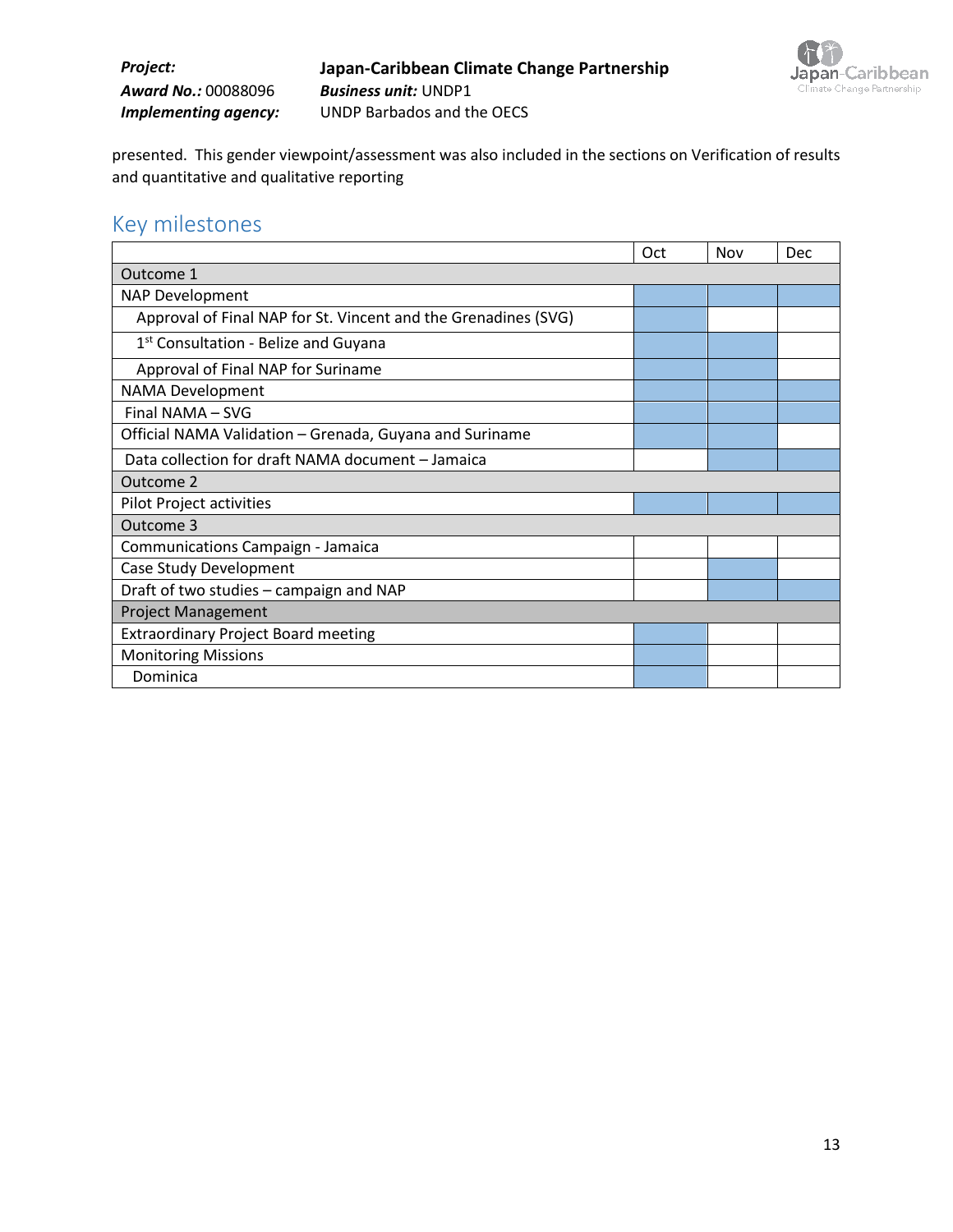presented. This gender viewpoint/assessment was also included in the sections on Verification of results and quantitative and qualitative reporting

## Key milestones

| | Oct | Nov | Dec |
|---|---|---|---|
| **Outcome 1** | | | |
| NAP Development | ■ | ■ | ■ |
| Approval of Final NAP for St. Vincent and the Grenadines (SVG) | ■ | | |
| 1st Consultation - Belize and Guyana | ■ | ■ | |
| Approval of Final NAP for Suriname | ■ | ■ | |
| NAMA Development | ■ | ■ | ■ |
| Final NAMA – SVG | ■ | ■ | ■ |
| Official NAMA Validation – Grenada, Guyana and Suriname | ■ | ■ | |
| Data collection for draft NAMA document – Jamaica | | ■ | ■ |
| **Outcome 2** | | | |
| Pilot Project activities | ■ | ■ | ■ |
| **Outcome 3** | | | |
| Communications Campaign - Jamaica | | | |
| Case Study Development | | ■ | |
| Draft of two studies – campaign and NAP | | ■ | ■ |
| **Project Management** | | | |
| Extraordinary Project Board meeting | ■ | | |
| Monitoring Missions | ■ | | |
| Dominica | ■ | | |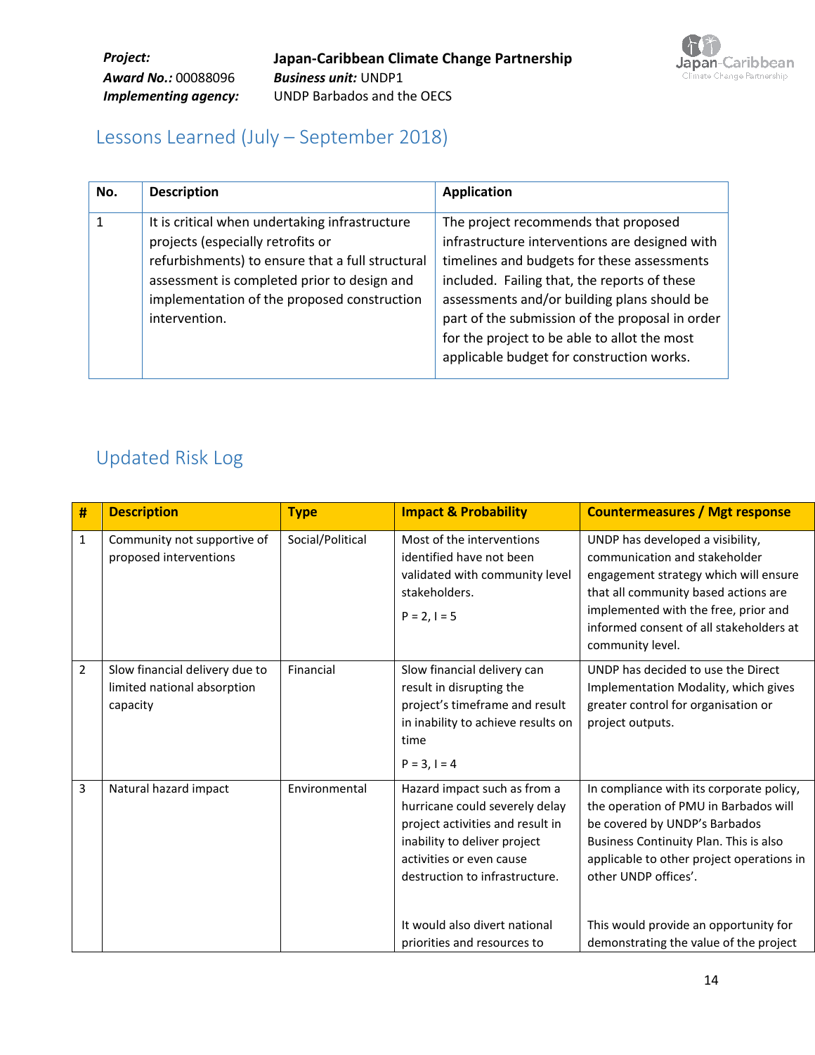**Project:** Japan-Caribbean Climate Change Partnership
***Award No.:*** 00088096 ***Business unit:*** UNDP1
**Implementing agency:** UNDP Barbados and the OECS

## Lessons Learned (July – September 2018)

| No. | Description | Application |
|---|---|---|
| 1 | It is critical when undertaking infrastructure projects (especially retrofits or refurbishments) to ensure that a full structural assessment is completed prior to design and implementation of the proposed construction intervention. | The project recommends that proposed infrastructure interventions are designed with timelines and budgets for these assessments included. Failing that, the reports of these assessments and/or building plans should be part of the submission of the proposal in order for the project to be able to allot the most applicable budget for construction works. |

## Updated Risk Log

| # | Description | Type | Impact & Probability | Countermeasures / Mgt response |
|---|---|---|---|---|
| 1 | Community not supportive of proposed interventions | Social/Political | Most of the interventions identified have not been validated with community level stakeholders.<br><br>P = 2, I = 5 | UNDP has developed a visibility, communication and stakeholder engagement strategy which will ensure that all community based actions are implemented with the free, prior and informed consent of all stakeholders at community level. |
| 2 | Slow financial delivery due to limited national absorption capacity | Financial | Slow financial delivery can result in disrupting the project's timeframe and result in inability to achieve results on time<br><br>P = 3, I = 4 | UNDP has decided to use the Direct Implementation Modality, which gives greater control for organisation or project outputs. |
| 3 | Natural hazard impact | Environmental | Hazard impact such as from a hurricane could severely delay project activities and result in inability to deliver project activities or even cause destruction to infrastructure.<br><br>It would also divert national priorities and resources to | In compliance with its corporate policy, the operation of PMU in Barbados will be covered by UNDP's Barbados Business Continuity Plan. This is also applicable to other project operations in other UNDP offices'.<br><br>This would provide an opportunity for demonstrating the value of the project |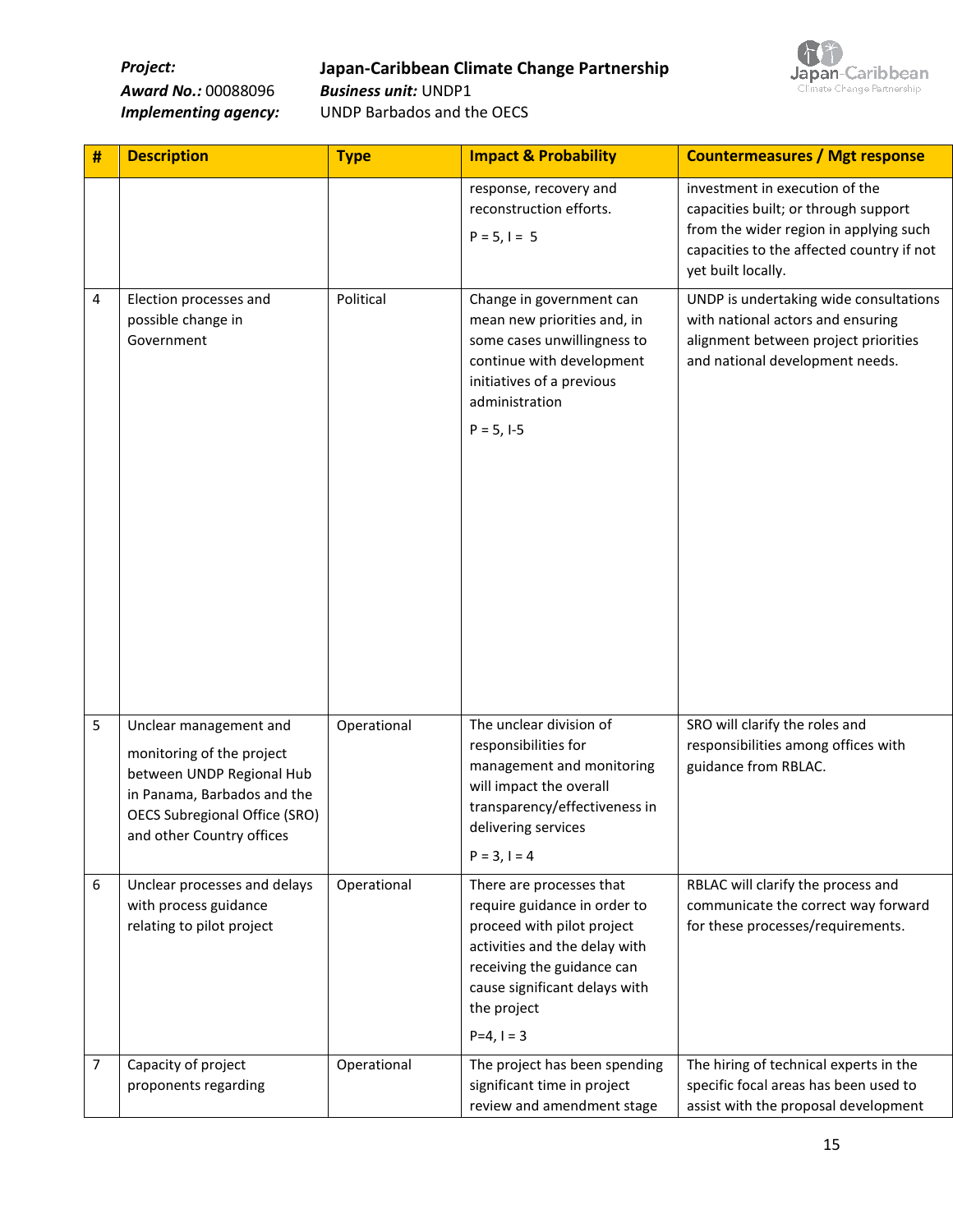| # | Description | Type | Impact & Probability | Countermeasures / Mgt response |
|---|---|---|---|---|
| | | | response, recovery and reconstruction efforts. P = 5, I = 5 | investment in execution of the capacities built; or through support from the wider region in applying such capacities to the affected country if not yet built locally. |
| 4 | Election processes and possible change in Government | Political | Change in government can mean new priorities and, in some cases unwillingness to continue with development initiatives of a previous administration P = 5, I-5 | UNDP is undertaking wide consultations with national actors and ensuring alignment between project priorities and national development needs. |
| 5 | Unclear management and monitoring of the project between UNDP Regional Hub in Panama, Barbados and the OECS Subregional Office (SRO) and other Country offices | Operational | The unclear division of responsibilities for management and monitoring will impact the overall transparency/effectiveness in delivering services P = 3, I = 4 | SRO will clarify the roles and responsibilities among offices with guidance from RBLAC. |
| 6 | Unclear processes and delays with process guidance relating to pilot project | Operational | There are processes that require guidance in order to proceed with pilot project activities and the delay with receiving the guidance can cause significant delays with the project P=4, I = 3 | RBLAC will clarify the process and communicate the correct way forward for these processes/requirements. |
| 7 | Capacity of project proponents regarding | Operational | The project has been spending significant time in project review and amendment stage | The hiring of technical experts in the specific focal areas has been used to assist with the proposal development |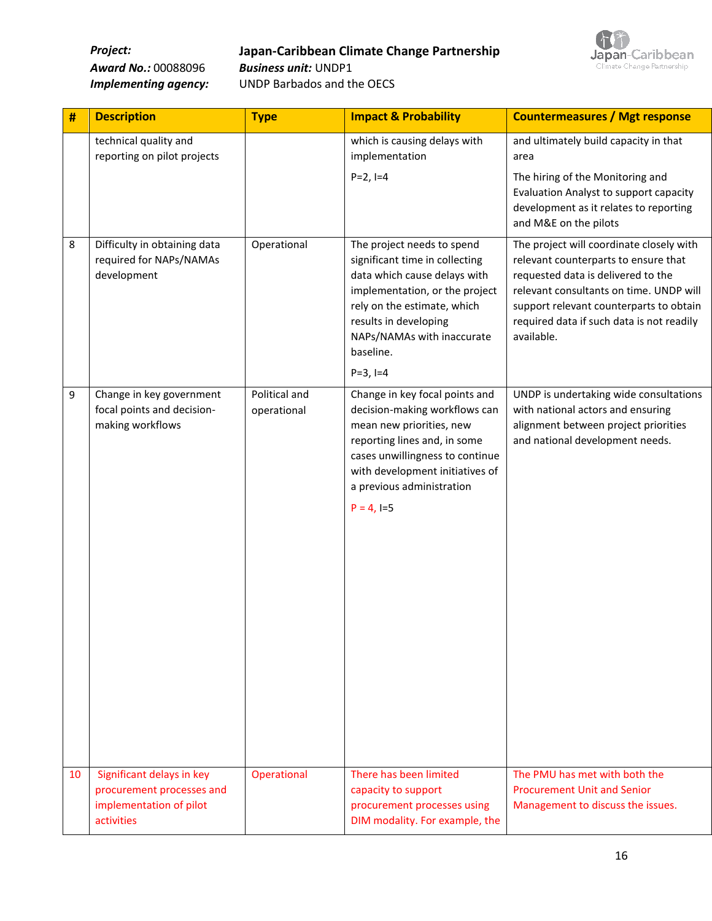| # | Description | Type | Impact & Probability | Countermeasures / Mgt response |
|---|---|---|---|---|
| | technical quality and reporting on pilot projects | | which is causing delays with implementation<br><br>P=2, I=4 | and ultimately build capacity in that area<br><br>The hiring of the Monitoring and Evaluation Analyst to support capacity development as it relates to reporting and M&E on the pilots |
| 8 | Difficulty in obtaining data required for NAPs/NAMAs development | Operational | The project needs to spend significant time in collecting data which cause delays with implementation, or the project rely on the estimate, which results in developing NAPs/NAMAs with inaccurate baseline.<br><br>P=3, I=4 | The project will coordinate closely with relevant counterparts to ensure that requested data is delivered to the relevant consultants on time. UNDP will support relevant counterparts to obtain required data if such data is not readily available. |
| 9 | Change in key government focal points and decision-making workflows | Political and operational | Change in key focal points and decision-making workflows can mean new priorities, new reporting lines and, in some cases unwillingness to continue with development initiatives of a previous administration<br><br>P = 4, I=5 | UNDP is undertaking wide consultations with national actors and ensuring alignment between project priorities and national development needs. |
| 10 | Significant delays in key procurement processes and implementation of pilot activities | Operational | There has been limited capacity to support procurement processes using DIM modality. For example, the | The PMU has met with both the Procurement Unit and Senior Management to discuss the issues. |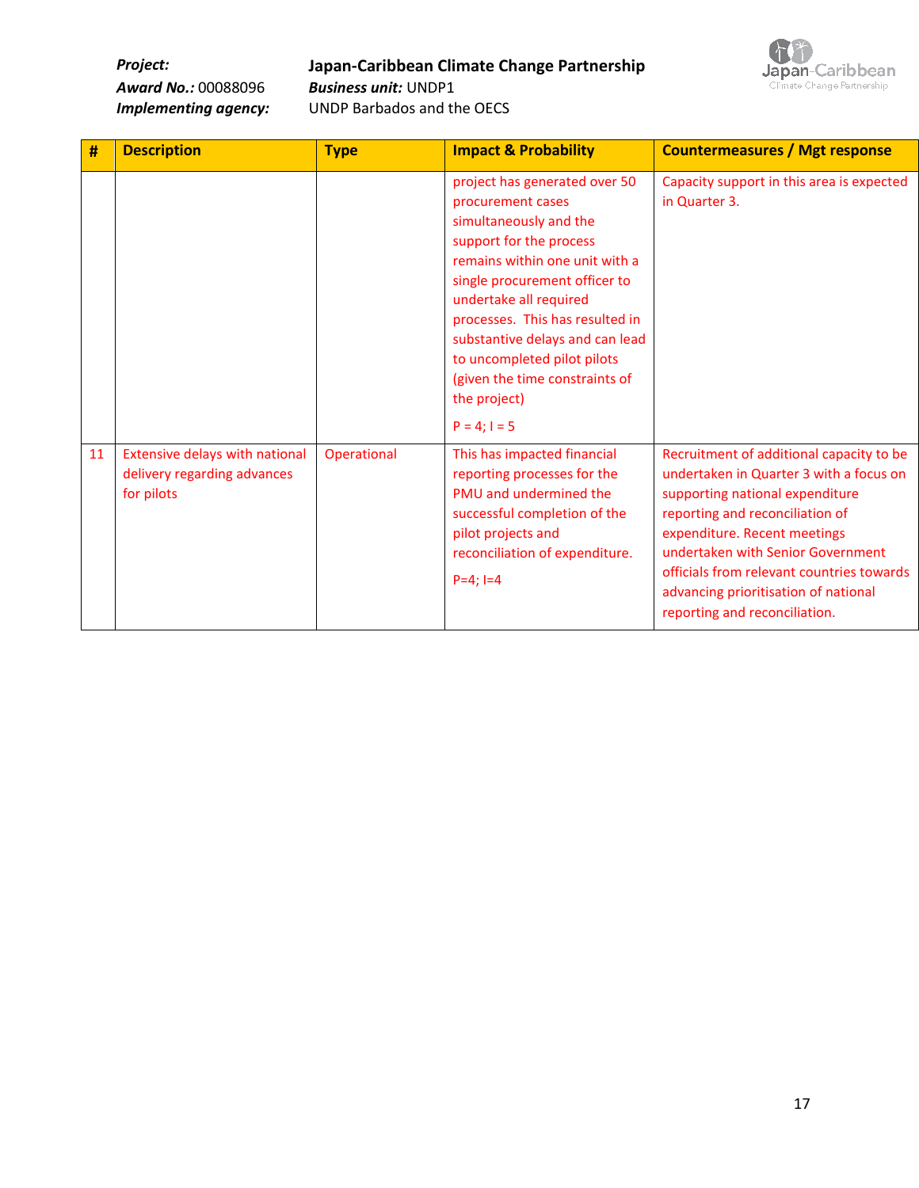**Project:** **Japan-Caribbean Climate Change Partnership**
***Award No.:*** 00088096 ***Business unit:*** UNDP1
***Implementing agency:*** UNDP Barbados and the OECS

| # | Description | Type | Impact & Probability | Countermeasures / Mgt response |
|---|---|---|---|---|
| | | | project has generated over 50 procurement cases simultaneously and the support for the process remains within one unit with a single procurement officer to undertake all required processes. This has resulted in substantive delays and can lead to uncompleted pilot pilots (given the time constraints of the project)<br><br>P = 4; I = 5 | Capacity support in this area is expected in Quarter 3. |
| 11 | Extensive delays with national delivery regarding advances for pilots | Operational | This has impacted financial reporting processes for the PMU and undermined the successful completion of the pilot projects and reconciliation of expenditure.<br><br>P=4; I=4 | Recruitment of additional capacity to be undertaken in Quarter 3 with a focus on supporting national expenditure reporting and reconciliation of expenditure. Recent meetings undertaken with Senior Government officials from relevant countries towards advancing prioritisation of national reporting and reconciliation. |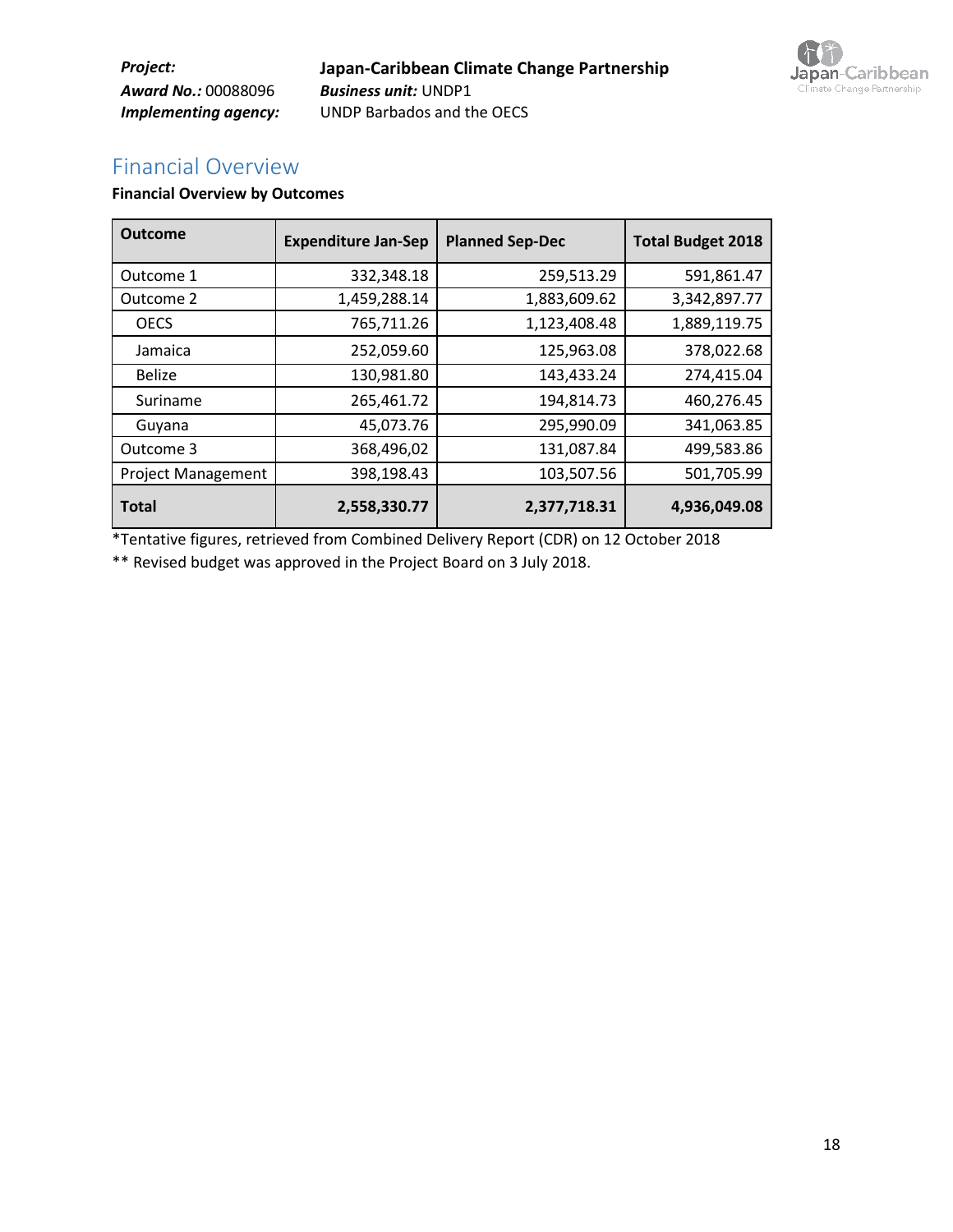**Project:** **Japan-Caribbean Climate Change Partnership**
***Award No.:*** 00088096 ***Business unit:*** UNDP1
***Implementing agency:*** UNDP Barbados and the OECS

## Financial Overview

**Financial Overview by Outcomes**

| Outcome | Expenditure Jan-Sep | Planned Sep-Dec | Total Budget 2018 |
|---|---:|---:|---:|
| Outcome 1 | 332,348.18 | 259,513.29 | 591,861.47 |
| Outcome 2 | 1,459,288.14 | 1,883,609.62 | 3,342,897.77 |
| OECS | 765,711.26 | 1,123,408.48 | 1,889,119.75 |
| Jamaica | 252,059.60 | 125,963.08 | 378,022.68 |
| Belize | 130,981.80 | 143,433.24 | 274,415.04 |
| Suriname | 265,461.72 | 194,814.73 | 460,276.45 |
| Guyana | 45,073.76 | 295,990.09 | 341,063.85 |
| Outcome 3 | 368,496,02 | 131,087.84 | 499,583.86 |
| Project Management | 398,198.43 | 103,507.56 | 501,705.99 |
| **Total** | **2,558,330.77** | **2,377,718.31** | **4,936,049.08** |

*Tentative figures, retrieved from Combined Delivery Report (CDR) on 12 October 2018

** Revised budget was approved in the Project Board on 3 July 2018.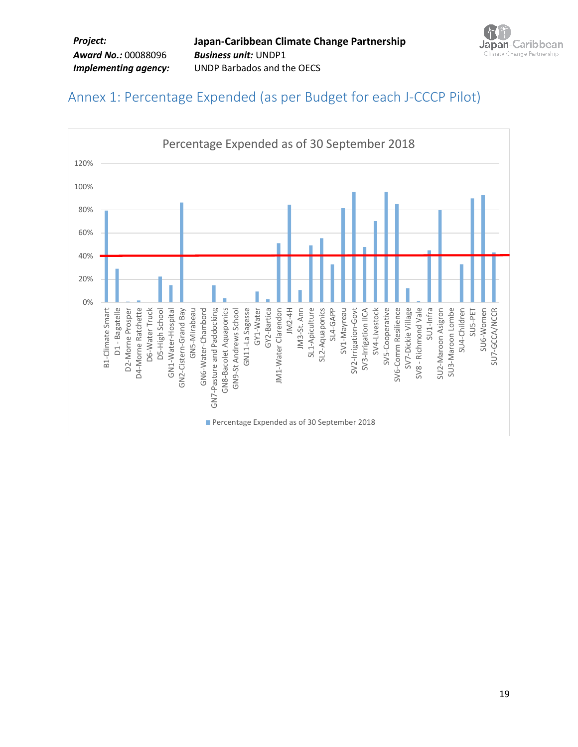## Annex 1: Percentage Expended (as per Budget for each J-CCCP Pilot)

Percentage Expended as of 30 September 2018

| Pilot | Percentage Expended as of 30 September 2018 (approx.) |
|---|---|
| B1-Climate Smart | 79% |
| D1 - Bagatelle | 29% |
| D2-Morne Prosper | 1% |
| D4-Morne Ratchette | 2% |
| D6-Water Truck | 0% |
| D5-High School | 22% |
| GN1-Water-Hospital | 15% |
| GN2-Cistern-Grand Bay | 86% |
| GN5-Mirabeau | 0% |
| GN6-Water-Chambord | 0% |
| GN7-Pasture and Paddocking | 15% |
| GN8-Bacolet Aquaponics | 4% |
| GN9-St Andrews School | 0% |
| GN11-La Sagesse | 0% |
| GY1-Water | 9% |
| GY2-Bartica | 3% |
| JM1-Water Clarendon | 51% |
| JM2-4H | 84% |
| JM3-St. Ann | 11% |
| SL1-Apiculture | 49% |
| SL2-Aquaponics | 55% |
| SL4-GAPP | 33% |
| SV1-Mayreau | 81% |
| SV2-Irrigation-Govt | 95% |
| SV3-Irrigation IICA | 48% |
| SV4-Livestock | 70% |
| SV5-Cooperative | 95% |
| SV6-Comm Resilience | 85% |
| SV7-Dickie Village | 12% |
| SV8 - Richmond Vale | 1% |
| SU1-Infra | 45% |
| SU2-Maroon Asigron | 80% |
| SU3-Maroon Lombe | 0% |
| SU4-Children | 33% |
| SU5-PET | 90% |
| SU6-Women | 92% |
| SU7-GCCA/NCCR | 43% |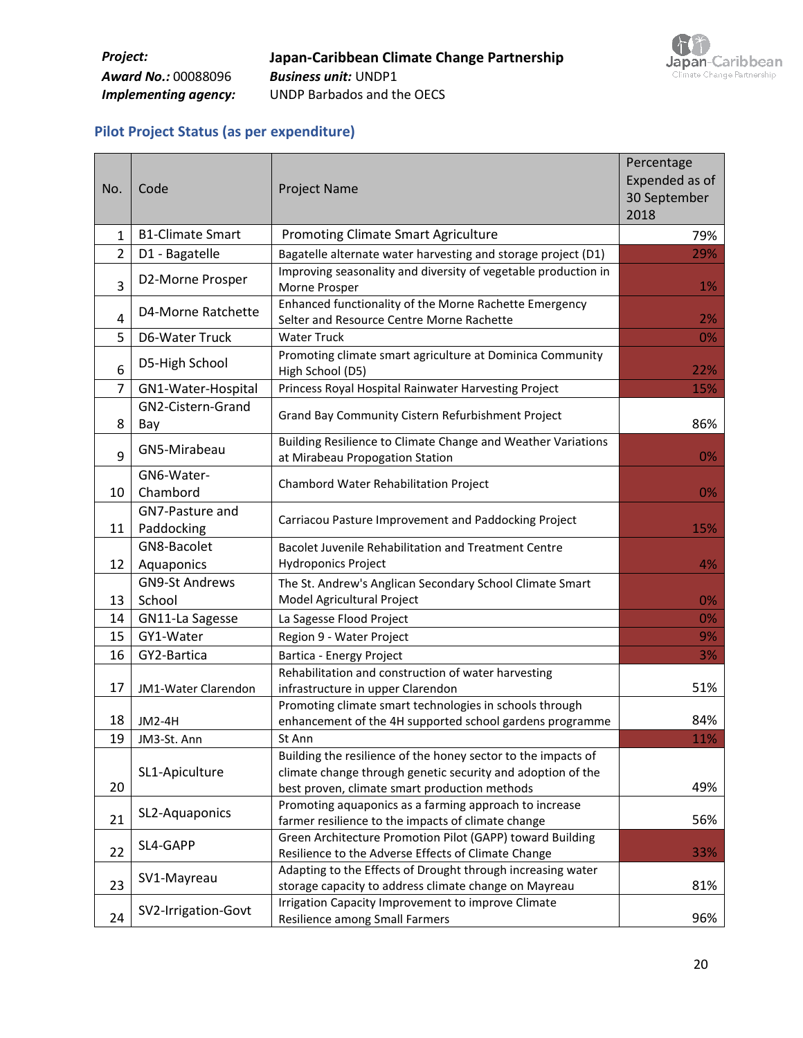**Project:** **Japan-Caribbean Climate Change Partnership**
**Award No.:** 00088096 **Business unit:** UNDP1
**Implementing agency:** UNDP Barbados and the OECS

## Pilot Project Status (as per expenditure)

| No. | Code | Project Name | Percentage Expended as of 30 September 2018 |
|---|---|---|---|
| 1 | B1-Climate Smart | Promoting Climate Smart Agriculture | 79% |
| 2 | D1 - Bagatelle | Bagatelle alternate water harvesting and storage project (D1) | 29% |
| 3 | D2-Morne Prosper | Improving seasonality and diversity of vegetable production in Morne Prosper | 1% |
| 4 | D4-Morne Ratchette | Enhanced functionality of the Morne Rachette Emergency Selter and Resource Centre Morne Rachette | 2% |
| 5 | D6-Water Truck | Water Truck | 0% |
| 6 | D5-High School | Promoting climate smart agriculture at Dominica Community High School (D5) | 22% |
| 7 | GN1-Water-Hospital | Princess Royal Hospital Rainwater Harvesting Project | 15% |
| 8 | GN2-Cistern-Grand Bay | Grand Bay Community Cistern Refurbishment Project | 86% |
| 9 | GN5-Mirabeau | Building Resilience to Climate Change and Weather Variations at Mirabeau Propogation Station | 0% |
| 10 | GN6-Water-Chambord | Chambord Water Rehabilitation Project | 0% |
| 11 | GN7-Pasture and Paddocking | Carriacou Pasture Improvement and Paddocking Project | 15% |
| 12 | GN8-Bacolet Aquaponics | Bacolet Juvenile Rehabilitation and Treatment Centre Hydroponics Project | 4% |
| 13 | GN9-St Andrews School | The St. Andrew's Anglican Secondary School Climate Smart Model Agricultural Project | 0% |
| 14 | GN11-La Sagesse | La Sagesse Flood Project | 0% |
| 15 | GY1-Water | Region 9 - Water Project | 9% |
| 16 | GY2-Bartica | Bartica - Energy Project | 3% |
| 17 | JM1-Water Clarendon | Rehabilitation and construction of water harvesting infrastructure in upper Clarendon | 51% |
| 18 | JM2-4H | Promoting climate smart technologies in schools through enhancement of the 4H supported school gardens programme | 84% |
| 19 | JM3-St. Ann | St Ann | 11% |
| 20 | SL1-Apiculture | Building the resilience of the honey sector to the impacts of climate change through genetic security and adoption of the best proven, climate smart production methods | 49% |
| 21 | SL2-Aquaponics | Promoting aquaponics as a farming approach to increase farmer resilience to the impacts of climate change | 56% |
| 22 | SL4-GAPP | Green Architecture Promotion Pilot (GAPP) toward Building Resilience to the Adverse Effects of Climate Change | 33% |
| 23 | SV1-Mayreau | Adapting to the Effects of Drought through increasing water storage capacity to address climate change on Mayreau | 81% |
| 24 | SV2-Irrigation-Govt | Irrigation Capacity Improvement to improve Climate Resilience among Small Farmers | 96% |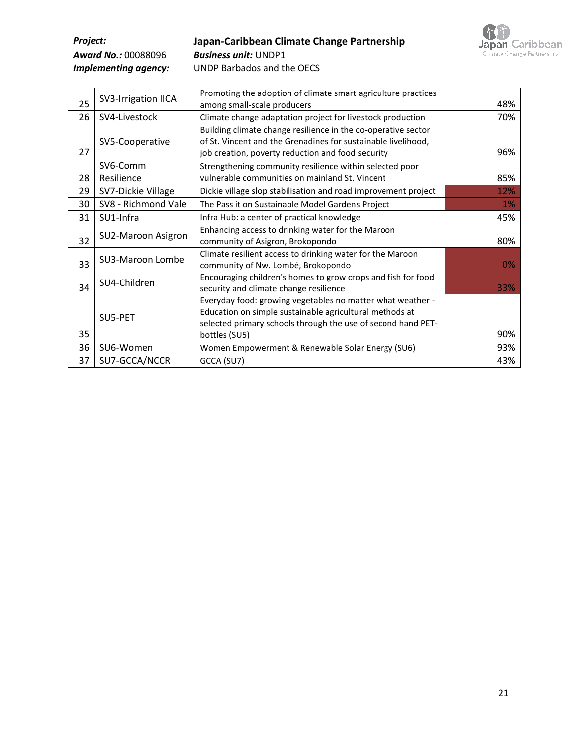| | | | |
|---|---|---|---|
| 25 | SV3-Irrigation IICA | Promoting the adoption of climate smart agriculture practices among small-scale producers | 48% |
| 26 | SV4-Livestock | Climate change adaptation project for livestock production | 70% |
| 27 | SV5-Cooperative | Building climate change resilience in the co-operative sector of St. Vincent and the Grenadines for sustainable livelihood, job creation, poverty reduction and food security | 96% |
| 28 | SV6-Comm Resilience | Strengthening community resilience within selected poor vulnerable communities on mainland St. Vincent | 85% |
| 29 | SV7-Dickie Village | Dickie village slop stabilisation and road improvement project | 12% |
| 30 | SV8 - Richmond Vale | The Pass it on Sustainable Model Gardens Project | 1% |
| 31 | SU1-Infra | Infra Hub: a center of practical knowledge | 45% |
| 32 | SU2-Maroon Asigron | Enhancing access to drinking water for the Maroon community of Asigron, Brokopondo | 80% |
| 33 | SU3-Maroon Lombe | Climate resilient access to drinking water for the Maroon community of Nw. Lombé, Brokopondo | 0% |
| 34 | SU4-Children | Encouraging children's homes to grow crops and fish for food security and climate change resilience | 33% |
| 35 | SU5-PET | Everyday food: growing vegetables no matter what weather - Education on simple sustainable agricultural methods at selected primary schools through the use of second hand PET-bottles (SU5) | 90% |
| 36 | SU6-Women | Women Empowerment & Renewable Solar Energy (SU6) | 93% |
| 37 | SU7-GCCA/NCCR | GCCA (SU7) | 43% |